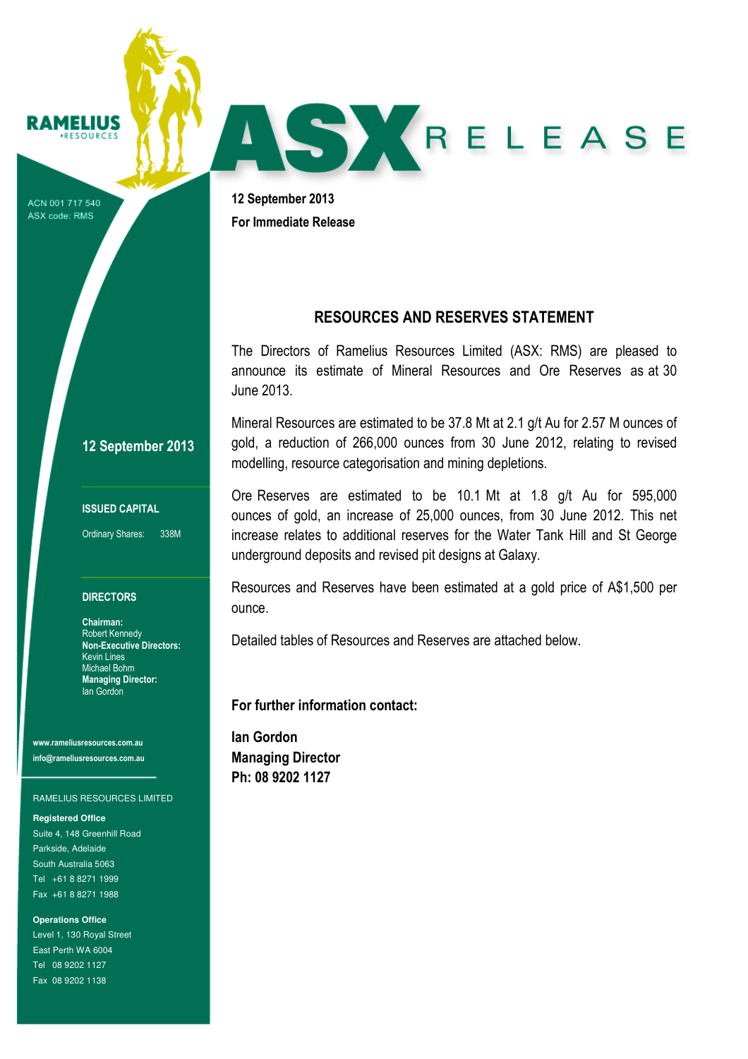RAMELIUS RESOURCES

ACN 001 717 540
ASX code: RMS

# ASX RELEASE

**12 September 2013**

**For Immediate Release**

## RESOURCES AND RESERVES STATEMENT

The Directors of Ramelius Resources Limited (ASX: RMS) are pleased to announce its estimate of Mineral Resources and Ore Reserves as at 30 June 2013.

Mineral Resources are estimated to be 37.8 Mt at 2.1 g/t Au for 2.57 M ounces of gold, a reduction of 266,000 ounces from 30 June 2012, relating to revised modelling, resource categorisation and mining depletions.

Ore Reserves are estimated to be 10.1 Mt at 1.8 g/t Au for 595,000 ounces of gold, an increase of 25,000 ounces, from 30 June 2012. This net increase relates to additional reserves for the Water Tank Hill and St George underground deposits and revised pit designs at Galaxy.

Resources and Reserves have been estimated at a gold price of A$1,500 per ounce.

Detailed tables of Resources and Reserves are attached below.

**For further information contact:**

**Ian Gordon**
**Managing Director**
**Ph: 08 9202 1127**

---

**12 September 2013**

**ISSUED CAPITAL**

Ordinary Shares: 338M

**DIRECTORS**

**Chairman:**
Robert Kennedy
**Non-Executive Directors:**
Kevin Lines
Michael Bohm
**Managing Director:**
Ian Gordon

**www.rameliusresources.com.au**
**info@rameliusresources.com.au**

RAMELIUS RESOURCES LIMITED

**Registered Office**
Suite 4, 148 Greenhill Road
Parkside, Adelaide
South Australia 5063
Tel +61 8 8271 1999
Fax +61 8 8271 1988

**Operations Office**
Level 1, 130 Royal Street
East Perth WA 6004
Tel 08 9202 1127
Fax 08 9202 1138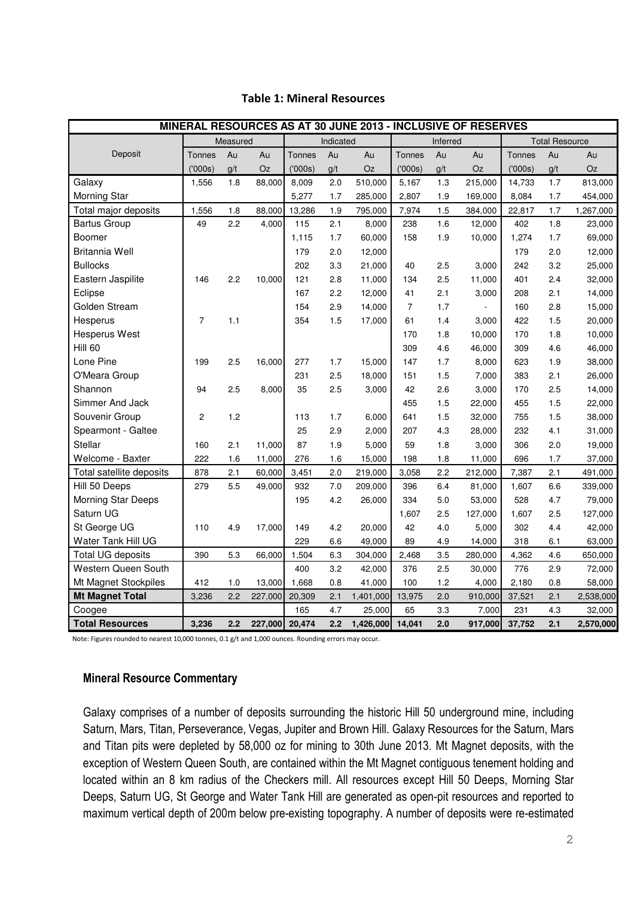**Table 1: Mineral Resources**

| MINERAL RESOURCES AS AT 30 JUNE 2013 - INCLUSIVE OF RESERVES | | | | | | | | | | | | |
|---|---|---|---|---|---|---|---|---|---|---|---|---|
| Deposit | Measured | | | Indicated | | | Inferred | | | Total Resource | | |
| | Tonnes ('000s) | Au g/t | Au Oz | Tonnes ('000s) | Au g/t | Au Oz | Tonnes ('000s) | Au g/t | Au Oz | Tonnes ('000s) | Au g/t | Au Oz |
| Galaxy | 1,556 | 1.8 | 88,000 | 8,009 | 2.0 | 510,000 | 5,167 | 1.3 | 215,000 | 14,733 | 1.7 | 813,000 |
| Morning Star | | | | 5,277 | 1.7 | 285,000 | 2,807 | 1.9 | 169,000 | 8,084 | 1.7 | 454,000 |
| Total major deposits | 1,556 | 1.8 | 88,000 | 13,286 | 1.9 | 795,000 | 7,974 | 1.5 | 384,000 | 22,817 | 1.7 | 1,267,000 |
| Bartus Group | 49 | 2.2 | 4,000 | 115 | 2.1 | 8,000 | 238 | 1.6 | 12,000 | 402 | 1.8 | 23,000 |
| Boomer | | | | 1,115 | 1.7 | 60,000 | 158 | 1.9 | 10,000 | 1,274 | 1.7 | 69,000 |
| Britannia Well | | | | 179 | 2.0 | 12,000 | | | | 179 | 2.0 | 12,000 |
| Bullocks | | | | 202 | 3.3 | 21,000 | 40 | 2.5 | 3,000 | 242 | 3.2 | 25,000 |
| Eastern Jaspilite | 146 | 2.2 | 10,000 | 121 | 2.8 | 11,000 | 134 | 2.5 | 11,000 | 401 | 2.4 | 32,000 |
| Eclipse | | | | 167 | 2.2 | 12,000 | 41 | 2.1 | 3,000 | 208 | 2.1 | 14,000 |
| Golden Stream | | | | 154 | 2.9 | 14,000 | 7 | 1.7 | - | 160 | 2.8 | 15,000 |
| Hesperus | 7 | 1.1 | | 354 | 1.5 | 17,000 | 61 | 1.4 | 3,000 | 422 | 1.5 | 20,000 |
| Hesperus West | | | | | | | 170 | 1.8 | 10,000 | 170 | 1.8 | 10,000 |
| Hill 60 | | | | | | | 309 | 4.6 | 46,000 | 309 | 4.6 | 46,000 |
| Lone Pine | 199 | 2.5 | 16,000 | 277 | 1.7 | 15,000 | 147 | 1.7 | 8,000 | 623 | 1.9 | 38,000 |
| O'Meara Group | | | | 231 | 2.5 | 18,000 | 151 | 1.5 | 7,000 | 383 | 2.1 | 26,000 |
| Shannon | 94 | 2.5 | 8,000 | 35 | 2.5 | 3,000 | 42 | 2.6 | 3,000 | 170 | 2.5 | 14,000 |
| Simmer And Jack | | | | | | | 455 | 1.5 | 22,000 | 455 | 1.5 | 22,000 |
| Souvenir Group | 2 | 1.2 | | 113 | 1.7 | 6,000 | 641 | 1.5 | 32,000 | 755 | 1.5 | 38,000 |
| Spearmont - Galtee | | | | 25 | 2.9 | 2,000 | 207 | 4.3 | 28,000 | 232 | 4.1 | 31,000 |
| Stellar | 160 | 2.1 | 11,000 | 87 | 1.9 | 5,000 | 59 | 1.8 | 3,000 | 306 | 2.0 | 19,000 |
| Welcome - Baxter | 222 | 1.6 | 11,000 | 276 | 1.6 | 15,000 | 198 | 1.8 | 11,000 | 696 | 1.7 | 37,000 |
| Total satellite deposits | 878 | 2.1 | 60,000 | 3,451 | 2.0 | 219,000 | 3,058 | 2.2 | 212,000 | 7,387 | 2.1 | 491,000 |
| Hill 50 Deeps | 279 | 5.5 | 49,000 | 932 | 7.0 | 209,000 | 396 | 6.4 | 81,000 | 1,607 | 6.6 | 339,000 |
| Morning Star Deeps | | | | 195 | 4.2 | 26,000 | 334 | 5.0 | 53,000 | 528 | 4.7 | 79,000 |
| Saturn UG | | | | | | | 1,607 | 2.5 | 127,000 | 1,607 | 2.5 | 127,000 |
| St George UG | 110 | 4.9 | 17,000 | 149 | 4.2 | 20,000 | 42 | 4.0 | 5,000 | 302 | 4.4 | 42,000 |
| Water Tank Hill UG | | | | 229 | 6.6 | 49,000 | 89 | 4.9 | 14,000 | 318 | 6.1 | 63,000 |
| Total UG deposits | 390 | 5.3 | 66,000 | 1,504 | 6.3 | 304,000 | 2,468 | 3.5 | 280,000 | 4,362 | 4.6 | 650,000 |
| Western Queen South | | | | 400 | 3.2 | 42,000 | 376 | 2.5 | 30,000 | 776 | 2.9 | 72,000 |
| Mt Magnet Stockpiles | 412 | 1.0 | 13,000 | 1,668 | 0.8 | 41,000 | 100 | 1.2 | 4,000 | 2,180 | 0.8 | 58,000 |
| **Mt Magnet Total** | 3,236 | 2.2 | 227,000 | 20,309 | 2.1 | 1,401,000 | 13,975 | 2.0 | 910,000 | 37,521 | 2.1 | 2,538,000 |
| Coogee | | | | 165 | 4.7 | 25,000 | 65 | 3.3 | 7,000 | 231 | 4.3 | 32,000 |
| **Total Resources** | **3,236** | **2.2** | **227,000** | **20,474** | **2.2** | **1,426,000** | **14,041** | **2.0** | **917,000** | **37,752** | **2.1** | **2,570,000** |

Note: Figures rounded to nearest 10,000 tonnes, 0.1 g/t and 1,000 ounces. Rounding errors may occur.

## Mineral Resource Commentary

Galaxy comprises of a number of deposits surrounding the historic Hill 50 underground mine, including Saturn, Mars, Titan, Perseverance, Vegas, Jupiter and Brown Hill. Galaxy Resources for the Saturn, Mars and Titan pits were depleted by 58,000 oz for mining to 30th June 2013. Mt Magnet deposits, with the exception of Western Queen South, are contained within the Mt Magnet contiguous tenement holding and located within an 8 km radius of the Checkers mill. All resources except Hill 50 Deeps, Morning Star Deeps, Saturn UG, St George and Water Tank Hill are generated as open-pit resources and reported to maximum vertical depth of 200m below pre-existing topography. A number of deposits were re-estimated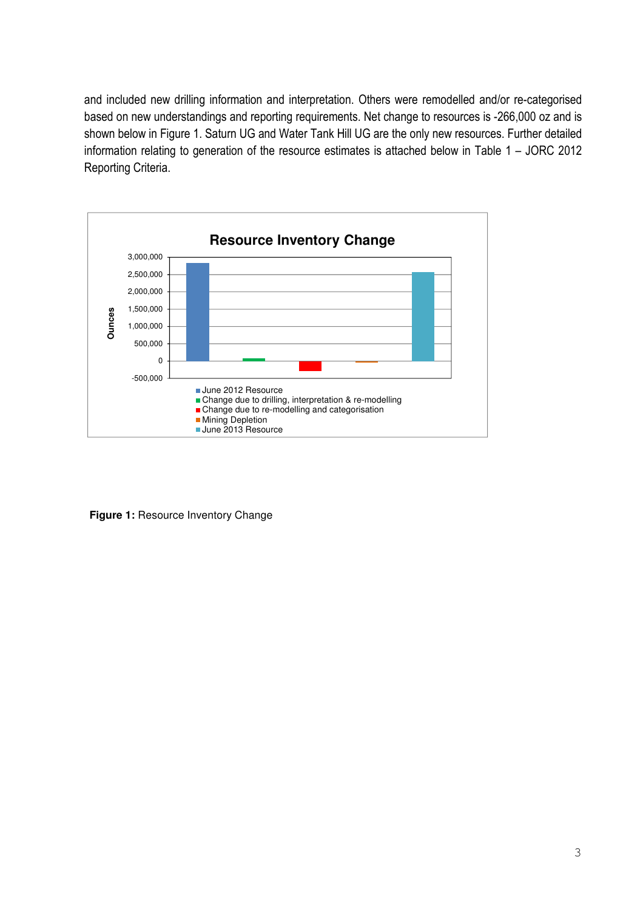and included new drilling information and interpretation. Others were remodelled and/or re-categorised based on new understandings and reporting requirements. Net change to resources is -266,000 oz and is shown below in Figure 1. Saturn UG and Water Tank Hill UG are the only new resources. Further detailed information relating to generation of the resource estimates is attached below in Table 1 – JORC 2012 Reporting Criteria.

**Resource Inventory Change**

Ounces

- June 2012 Resource
- Change due to drilling, interpretation & re-modelling
- Change due to re-modelling and categorisation
- Mining Depletion
- June 2013 Resource

**Figure 1:** Resource Inventory Change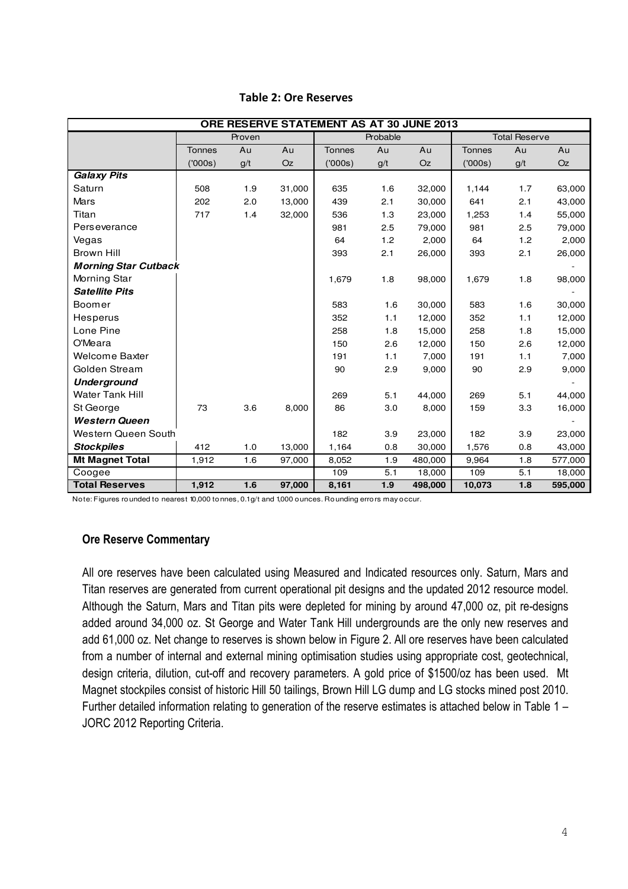**Table 2: Ore Reserves**

| ORE RESERVE STATEMENT AS AT 30 JUNE 2013 | | | | | | | | | |
|---|---|---|---|---|---|---|---|---|---|
| | Proven | | | Probable | | | Total Reserve | | |
| | Tonnes ('000s) | Au g/t | Au Oz | Tonnes ('000s) | Au g/t | Au Oz | Tonnes ('000s) | Au g/t | Au Oz |
| ***Galaxy Pits*** | | | | | | | | | |
| Saturn | 508 | 1.9 | 31,000 | 635 | 1.6 | 32,000 | 1,144 | 1.7 | 63,000 |
| Mars | 202 | 2.0 | 13,000 | 439 | 2.1 | 30,000 | 641 | 2.1 | 43,000 |
| Titan | 717 | 1.4 | 32,000 | 536 | 1.3 | 23,000 | 1,253 | 1.4 | 55,000 |
| Perseverance | | | | 981 | 2.5 | 79,000 | 981 | 2.5 | 79,000 |
| Vegas | | | | 64 | 1.2 | 2,000 | 64 | 1.2 | 2,000 |
| Brown Hill | | | | 393 | 2.1 | 26,000 | 393 | 2.1 | 26,000 |
| ***Morning Star Cutback*** | | | | | | | | | - |
| Morning Star | | | | 1,679 | 1.8 | 98,000 | 1,679 | 1.8 | 98,000 |
| ***Satellite Pits*** | | | | | | | | | - |
| Boomer | | | | 583 | 1.6 | 30,000 | 583 | 1.6 | 30,000 |
| Hesperus | | | | 352 | 1.1 | 12,000 | 352 | 1.1 | 12,000 |
| Lone Pine | | | | 258 | 1.8 | 15,000 | 258 | 1.8 | 15,000 |
| O'Meara | | | | 150 | 2.6 | 12,000 | 150 | 2.6 | 12,000 |
| Welcome Baxter | | | | 191 | 1.1 | 7,000 | 191 | 1.1 | 7,000 |
| Golden Stream | | | | 90 | 2.9 | 9,000 | 90 | 2.9 | 9,000 |
| ***Underground*** | | | | | | | | | - |
| Water Tank Hill | | | | 269 | 5.1 | 44,000 | 269 | 5.1 | 44,000 |
| St George | 73 | 3.6 | 8,000 | 86 | 3.0 | 8,000 | 159 | 3.3 | 16,000 |
| ***Western Queen*** | | | | | | | | | - |
| Western Queen South | | | | 182 | 3.9 | 23,000 | 182 | 3.9 | 23,000 |
| ***Stockpiles*** | 412 | 1.0 | 13,000 | 1,164 | 0.8 | 30,000 | 1,576 | 0.8 | 43,000 |
| **Mt Magnet Total** | 1,912 | 1.6 | 97,000 | 8,052 | 1.9 | 480,000 | 9,964 | 1.8 | 577,000 |
| Coogee | | | | 109 | 5.1 | 18,000 | 109 | 5.1 | 18,000 |
| **Total Reserves** | **1,912** | **1.6** | **97,000** | **8,161** | **1.9** | **498,000** | **10,073** | **1.8** | **595,000** |

Note: Figures rounded to nearest 10,000 tonnes, 0.1g/t and 1,000 ounces. Rounding errors may occur.

## Ore Reserve Commentary

All ore reserves have been calculated using Measured and Indicated resources only. Saturn, Mars and Titan reserves are generated from current operational pit designs and the updated 2012 resource model. Although the Saturn, Mars and Titan pits were depleted for mining by around 47,000 oz, pit re-designs added around 34,000 oz. St George and Water Tank Hill undergrounds are the only new reserves and add 61,000 oz. Net change to reserves is shown below in Figure 2. All ore reserves have been calculated from a number of internal and external mining optimisation studies using appropriate cost, geotechnical, design criteria, dilution, cut-off and recovery parameters. A gold price of $1500/oz has been used. Mt Magnet stockpiles consist of historic Hill 50 tailings, Brown Hill LG dump and LG stocks mined post 2010. Further detailed information relating to generation of the reserve estimates is attached below in Table 1 – JORC 2012 Reporting Criteria.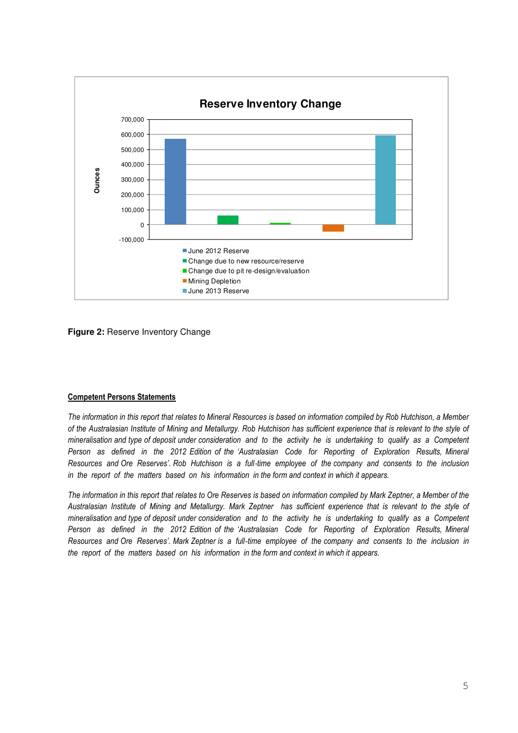**Reserve Inventory Change**

Ounces

700,000
600,000
500,000
400,000
300,000
200,000
100,000
0
-100,000

- June 2012 Reserve
- Change due to new resource/reserve
- Change due to pit re-design/evaluation
- Mining Depletion
- June 2013 Reserve

**Figure 2:** Reserve Inventory Change

**Competent Persons Statements**

*The information in this report that relates to Mineral Resources is based on information compiled by Rob Hutchison, a Member of the Australasian Institute of Mining and Metallurgy. Rob Hutchison has sufficient experience that is relevant to the style of mineralisation and type of deposit under consideration and to the activity he is undertaking to qualify as a Competent Person as defined in the 2012 Edition of the 'Australasian Code for Reporting of Exploration Results, Mineral Resources and Ore Reserves'. Rob Hutchison is a full-time employee of the company and consents to the inclusion in the report of the matters based on his information in the form and context in which it appears.*

*The information in this report that relates to Ore Reserves is based on information compiled by Mark Zeptner, a Member of the Australasian Institute of Mining and Metallurgy. Mark Zeptner has sufficient experience that is relevant to the style of mineralisation and type of deposit under consideration and to the activity he is undertaking to qualify as a Competent Person as defined in the 2012 Edition of the 'Australasian Code for Reporting of Exploration Results, Mineral Resources and Ore Reserves'. Mark Zeptner is a full-time employee of the company and consents to the inclusion in the report of the matters based on his information in the form and context in which it appears.*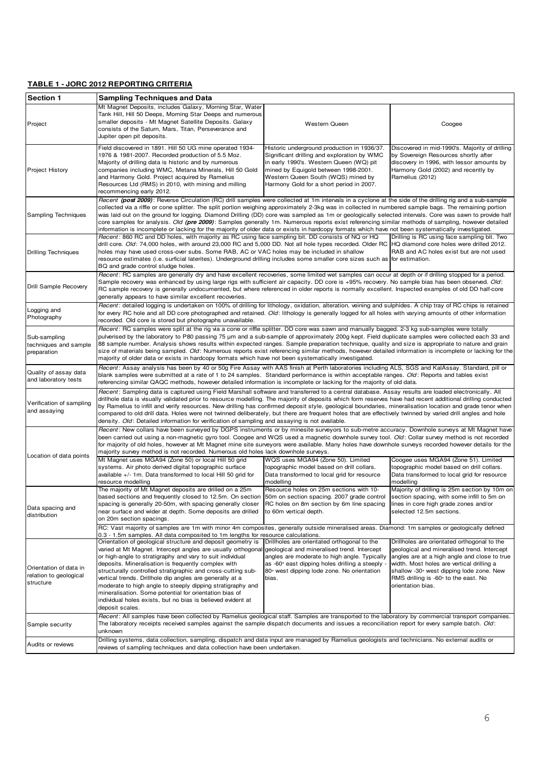## TABLE 1 - JORC 2012 REPORTING CRITERIA

| Section 1 | Sampling Techniques and Data | | |
|---|---|---|---|
| Project | Mt Magnet Deposits, includes Galaxy, Morning Star, Water Tank Hill, Hill 50 Deeps, Morning Star Deeps and numerous smaller deposits - Mt Magnet Satellite Deposits. Galaxy consists of the Saturn, Mars, Titan, Perseverance and Jupiter open pit deposits. | Western Queen | Coogee |
| Project History | Field discovered in 1891. Hill 50 UG mine operated 1934-1976 & 1981-2007. Recorded production of 5.5 Moz. Majority of drilling data is historic and by numerous companies including WMC, Metana Minerals, Hill 50 Gold and Harmony Gold. Project acquired by Ramelius Resources Ltd (RMS) in 2010, with mining and milling recommencing early 2012. | Historic underground production in 1936/37. Significant drilling and exploration by WMC in early 1990's. Western Queen (WQ) pit mined by Equigold between 1998-2001. Western Queen South (WQS) mined by Harmony Gold for a short period in 2007. | Discovered in mid-1990's. Majority of drilling by Sovereign Resources shortly after discovery in 1996, with lessor amounts by Harmony Gold (2002) and recently by Ramelius (2012) |
| Sampling Techniques | *Recent **(post 2009)***: Reverse Circulation (RC) drill samples were collected at 1m intervals in a cyclone at the side of the drilling rig and a sub-sample collected via a riffle or cone splitter. The split portion weighing approximately 2-3kg was in collected in numbered sample bags. The remaining portion was laid out on the ground for logging. Diamond Drilling (DD) core was sampled as 1m or geologically selected intervals. Core was sawn to provide half core samples for analysis. *Old **(pre 2009)***: Samples generally 1m. Numerous reports exist referencing similar methods of sampling, however detailed information is incomplete or lacking for the majority of older data or exists in hardcopy formats which have not been systematically investigated. | | |
| Drilling Techniques | *Recent*: 860 RC and DD holes, with majority as RC using face sampling bit. DD consists of NQ or HQ drill core. *Old*: 74,000 holes, with around 23,000 RC and 5,000 DD. Not all hole types recorded. Older RC holes may have used cross-over subs. Some RAB, AC or VAC holes may be included in shallow resource estimates (i.e. surficial laterites). Underground drilling includes some smaller core sizes such as BQ and grade control sludge holes. | | Drilling is RC using face sampling bit. Two HQ diamond core holes were drilled 2012. RAB and AC holes exist but are not used for estimation. |
| Drill Sample Recovery | *Recent*: RC samples are generally dry and have excellent recoveries, some limited wet samples can occur at depth or if drilling stopped for a period. Sample recovery was enhanced by using large rigs with sufficient air capacity. DD core is +95% recovery. No sample bias has been observed. *Old*: RC sample recovery is generally undocumented, but where referenced in older reports is normally excellent. Inspected examples of old DD half-core generally appears to have similar excellent recoveries. | | |
| Logging and Photography | *Recent*: detailed logging is undertaken on 100% of drilling for lithology, oxidation, alteration, veining and sulphides. A chip tray of RC chips is retained for every RC hole and all DD core photographed and retained. *Old*: lithology is generally logged for all holes with varying amounts of other information recorded. Old core is stored but photographs unavailable. | | |
| Sub-sampling techniques and sample preparation | *Recent*: RC samples were split at the rig via a cone or riffle splitter. DD core was sawn and manually bagged. 2-3 kg sub-samples were totally pulverised by the laboratory to P80 passing 75 µm and a sub-sample of approximately 200g kept. Field duplicate samples were collected each 33 and 88 sample number. Analysis shows results within expected ranges. Sample preparation technique, quality and size is appropriate to nature and grain size of materials being sampled. *Old*: Numerous reports exist referencing similar methods, however detailed information is incomplete or lacking for the majority of older data or exists in hardcopy formats which have not been systematically investigated. | | |
| Quality of assay data and laboratory tests | *Recent*: Assay analysis has been by 40 or 50g Fire Assay with AAS finish at Perth laboratories including ALS, SGS and KalAssay. Standard, pill or blank samples were submitted at a rate of 1 to 24 samples. Standard performance is within acceptable ranges. *Old*: Reports and tables exist referencing similar QAQC methods, however detailed information is incomplete or lacking for the majority of old data. | | |
| Verification of sampling and assaying | *Recent*: Sampling data is captured using Field Marshall software and transferred to a central database. Assay results are loaded electronically. All drillhole data is visually validated prior to resource modelling. The majority of deposits which form reserves have had recent additional drilling conducted by Ramelius to infill and verify resources. New drilling has confirmed deposit style, geological boundaries, mineralisation location and grade tenor when compared to old drill data. Holes were not twinned deliberately, but there are frequent holes that are effectively twinned by varied drill angles and hole density. *Old*: Detailed information for verification of sampling and assaying is not available. | | |
| Location of data points | *Recent*: New collars have been surveyed by DGPS instruments or by minesite surveyors to sub-metre accuracy. Downhole surveys at Mt Magnet have been carried out using a non-magnetic gyro tool. Coogee and WQS used a magnetic downhole survey tool. *Old*: Collar survey method is not recorded for majority of old holes, however at Mt Magnet mine site surveyors were available. Many holes have downhole surveys recorded however details for the majority survey method is not recorded. Numerous old holes lack downhole surveys. | | |
| | Mt Magnet uses MGA94 (Zone 50) or local Hill 50 grid systems. Air photo derived digital topographic surface available +/- 1m. Data transformed to local Hill 50 grid for resource modelling | WQS uses MGA94 (Zone 50). Limited topographic model based on drill collars. Data transformed to local grid for resource modelling | Coogee uses MGA94 (Zone 51). Limited topographic model based on drill collars. Data transformed to local grid for resource modelling |
| Data spacing and distribution | The majority of Mt Magnet deposits are drilled on a 25m based sections and frequently closed to 12.5m. On section spacing is generally 20-50m, with spacing generally closer near surface and wider at depth. Some deposits are drilled on 20m section spacings. | Resource holes on 25m sections with 10-50m on section spacing. 2007 grade control RC holes on 8m section by 6m line spacing to 60m vertical depth. | Majority of drilling is 25m section by 10m on section spacing, with some infill to 5m on lines in core high grade zones and/or selected 12.5m sections. |
| | RC: Vast majority of samples are 1m with minor 4m composites, generally outside mineralised areas. Diamond: 1m samples or geologically defined 0.3 - 1.5m samples. All data composited to 1m lengths for resource calculations. | | |
| Orientation of data in relation to geological structure | Orientation of geological structure and deposit geometry is varied at Mt Magnet. Intercept angles are usually orthogonal or high-angle to stratigraphy and vary to suit individual deposits. Mineralisation is frequently complex with structurally controlled stratigraphic and cross-cutting sub-vertical trends. Drillhole dip angles are generally at a moderate to high angle to steeply dipping stratigraphy and mineralisation. Some potential for orientation bias of individual holes exists, but no bias is believed evident at deposit scales. | Drillholes are orientated orthogonal to the geological and mineralised trend. Intercept angles are moderate to high angle. Typically as -60° east dipping holes drilling a steeply -80° west dipping lode zone. No orientation bias. | Drillholes are orientated orthogonal to the geological and mineralised trend. Intercept angles are at a high angle and close to true width. Most holes are vertical drilling a shallow -30° west dipping lode zone. New RMS drilling is -60° to the east. No orientation bias. |
| Sample security | *Recent*: All samples have been collected by Ramelius geological staff. Samples are transported to the laboratory by commercial transport companies. The laboratory receipts received samples against the sample dispatch documents and issues a reconciliation report for every sample batch. *Old*: unknown | | |
| Audits or reviews | Drilling systems, data collection, sampling, dispatch and data input are managed by Ramelius geologists and technicians. No external audits or reviews of sampling techniques and data collection have been undertaken. | | |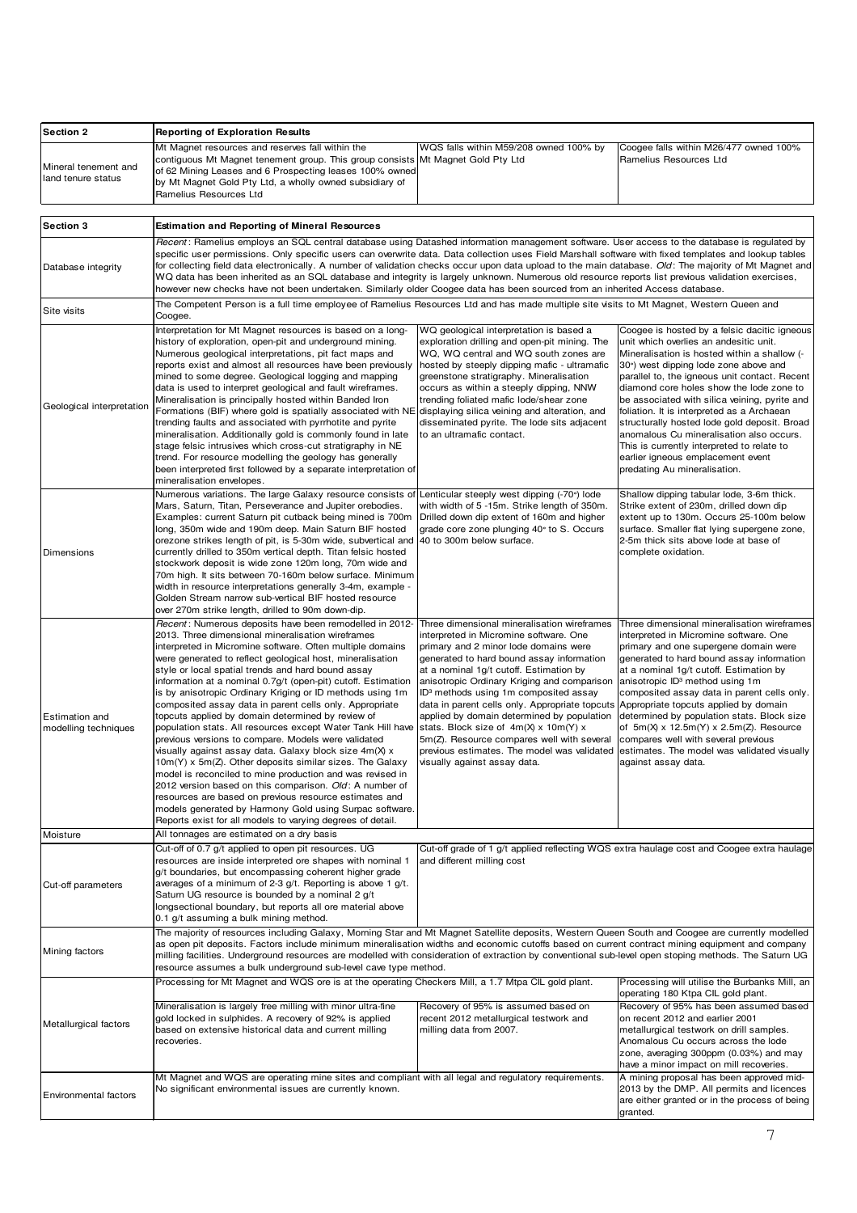| Section 2 | Reporting of Exploration Results | | |
|---|---|---|---|
| Mineral tenement and land tenure status | Mt Magnet resources and reserves fall within the contiguous Mt Magnet tenement group. This group consists of 62 Mining Leases and 6 Prospecting leases 100% owned by Mt Magnet Gold Pty Ltd, a wholly owned subsidiary of Ramelius Resources Ltd | WQS falls within M59/208 owned 100% by Mt Magnet Gold Pty Ltd | Coogee falls within M26/477 owned 100% Ramelius Resources Ltd |

| Section 3 | Estimation and Reporting of Mineral Resources | | |
|---|---|---|---|
| Database integrity | *Recent*: Ramelius employs an SQL central database using Datashed information management software. User access to the database is regulated by specific user permissions. Only specific users can overwrite data. Data collection uses Field Marshall software with fixed templates and lookup tables for collecting field data electronically. A number of validation checks occur upon data upload to the main database. *Old*: The majority of Mt Magnet and WQ data has been inherited as an SQL database and integrity is largely unknown. Numerous old resource reports list previous validation exercises, however new checks have not been undertaken. Similarly older Coogee data has been sourced from an inherited Access database. | | |
| Site visits | The Competent Person is a full time employee of Ramelius Resources Ltd and has made multiple site visits to Mt Magnet, Western Queen and Coogee. | | |
| Geological interpretation | Interpretation for Mt Magnet resources is based on a long-history of exploration, open-pit and underground mining. Numerous geological interpretations, pit fact maps and reports exist and almost all resources have been previously mined to some degree. Geological logging and mapping data is used to interpret geological and fault wireframes. Mineralisation is principally hosted within Banded Iron Formations (BIF) where gold is spatially associated with NE trending faults and associated with pyrrhotite and pyrite mineralisation. Additionally gold is commonly found in late stage felsic intrusives which cross-cut stratigraphy in NE trend. For resource modelling the geology has generally been interpreted first followed by a separate interpretation of mineralisation envelopes. | WQ geological interpretation is based a exploration drilling and open-pit mining. The WQ, WQ central and WQ south zones are hosted by steeply dipping mafic - ultramafic greenstone stratigraphy. Mineralisation occurs as within a steeply dipping, NNW trending foliated mafic lode/shear zone displaying silica veining and alteration, and disseminated pyrite. The lode sits adjacent to an ultramafic contact. | Coogee is hosted by a felsic dacitic igneous unit which overlies an andesitic unit. Mineralisation is hosted within a shallow (-30°) west dipping lode zone above and parallel to, the igneous unit contact. Recent diamond core holes show the lode zone to be associated with silica veining, pyrite and foliation. It is interpreted as a Archaean structurally hosted lode gold deposit. Broad anomalous Cu mineralisation also occurs. This is currently interpreted to relate to earlier igneous emplacement event predating Au mineralisation. |
| Dimensions | Numerous variations. The large Galaxy resource consists of Mars, Saturn, Titan, Perseverance and Jupiter orebodies. Examples: current Saturn pit cutback being mined is 700m long, 350m wide and 190m deep. Main Saturn BIF hosted orezone strikes length of pit, is 5-30m wide, subvertical and currently drilled to 350m vertical depth. Titan felsic hosted stockwork deposit is wide zone 120m long, 70m wide and 70m high. It sits between 70-160m below surface. Minimum width in resource interpretations generally 3-4m, example - Golden Stream narrow sub-vertical BIF hosted resource over 270m strike length, drilled to 90m down-dip. | Lenticular steeply west dipping (-70°) lode with width of 5 -15m. Strike length of 350m. Drilled down dip extent of 160m and higher grade core zone plunging 40° to S. Occurs 40 to 300m below surface. | Shallow dipping tabular lode, 3-6m thick. Strike extent of 230m, drilled down dip extent up to 130m. Occurs 25-100m below surface. Smaller flat lying supergene zone, 2-5m thick sits above lode at base of complete oxidation. |
| Estimation and modelling techniques | *Recent*: Numerous deposits have been remodelled in 2012-2013. Three dimensional mineralisation wireframes interpreted in Micromine software. Often multiple domains were generated to reflect geological host, mineralisation style or local spatial trends and hard bound assay information at a nominal 0.7g/t (open-pit) cutoff. Estimation is by anisotropic Ordinary Kriging or ID methods using 1m composited assay data in parent cells only. Appropriate topcuts applied by domain determined by review of population stats. All resources except Water Tank Hill have previous versions to compare. Models were validated visually against assay data. Galaxy block size 4m(X) x 10m(Y) x 5m(Z). Other deposits similar sizes. The Galaxy model is reconciled to mine production and was revised in 2012 version based on this comparison. *Old*: A number of resources are based on previous resource estimates and models generated by Harmony Gold using Surpac software. Reports exist for all models to varying degrees of detail. | Three dimensional mineralisation wireframes interpreted in Micromine software. One primary and 2 minor lode domains were generated to hard bound assay information at a nominal 1g/t cutoff. Estimation by anisotropic Ordinary Kriging and comparison ID³ methods using 1m composited assay data in parent cells only. Appropriate topcuts applied by domain determined by population stats. Block size of 4m(X) x 10m(Y) x 5m(Z). Resource compares well with several previous estimates. The model was validated visually against assay data. | Three dimensional mineralisation wireframes interpreted in Micromine software. One primary and one supergene domain were generated to hard bound assay information at a nominal 1g/t cutoff. Estimation by anisotropic ID³ method using 1m composited assay data in parent cells only. Appropriate topcuts applied by domain determined by population stats. Block size of 5m(X) x 12.5m(Y) x 2.5m(Z). Resource compares well with several previous estimates. The model was validated visually against assay data. |
| Moisture | All tonnages are estimated on a dry basis | | |
| Cut-off parameters | Cut-off of 0.7 g/t applied to open pit resources. UG resources are inside interpreted ore shapes with nominal 1 g/t boundaries, but encompassing coherent higher grade averages of a minimum of 2-3 g/t. Reporting is above 1 g/t. Saturn UG resource is bounded by a nominal 2 g/t longsectional boundary, but reports all ore material above 0.1 g/t assuming a bulk mining method. | Cut-off grade of 1 g/t applied reflecting WQS extra haulage cost and Coogee extra haulage and different milling cost | |
| Mining factors | The majority of resources including Galaxy, Morning Star and Mt Magnet Satellite deposits, Western Queen South and Coogee are currently modelled as open pit deposits. Factors include minimum mineralisation widths and economic cutoffs based on current contract mining equipment and company milling facilities. Underground resources are modelled with consideration of extraction by conventional sub-level open stoping methods. The Saturn UG resource assumes a bulk underground sub-level cave type method. | | |
| Metallurgical factors | Processing for Mt Magnet and WQS ore is at the operating Checkers Mill, a 1.7 Mtpa CIL gold plant. | | Processing will utilise the Burbanks Mill, an operating 180 Ktpa CIL gold plant. |
| | Mineralisation is largely free milling with minor ultra-fine gold locked in sulphides. A recovery of 92% is applied based on extensive historical data and current milling recoveries. | Recovery of 95% is assumed based on recent 2012 metallurgical testwork and milling data from 2007. | Recovery of 95% has been assumed based on recent 2012 and earlier 2001 metallurgical testwork on drill samples. Anomalous Cu occurs across the lode zone, averaging 300ppm (0.03%) and may have a minor impact on mill recoveries. |
| Environmental factors | Mt Magnet and WQS are operating mine sites and compliant with all legal and regulatory requirements. No significant environmental issues are currently known. | | A mining proposal has been approved mid-2013 by the DMP. All permits and licences are either granted or in the process of being granted. |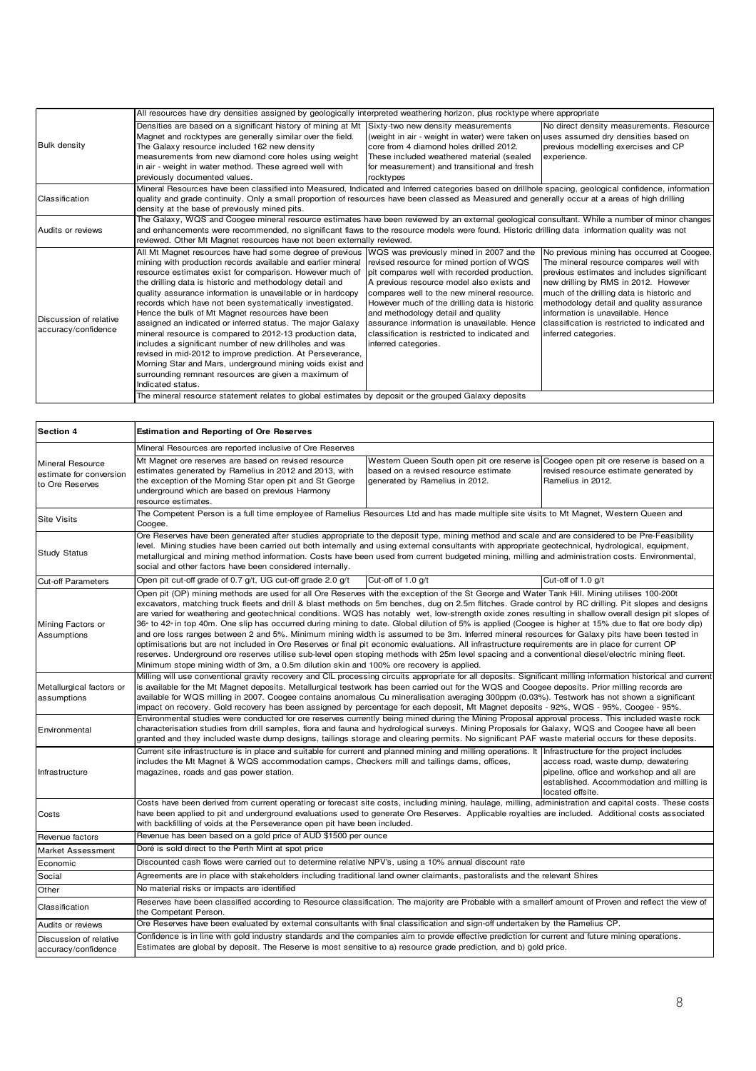| | | | |
|---|---|---|---|
| Bulk density | All resources have dry densities assigned by geologically interpreted weathering horizon, plus rocktype where appropriate | | |
| | Densities are based on a significant history of mining at Mt Magnet and rocktypes are generally similar over the field. The Galaxy resource included 162 new density measurements from new diamond core holes using weight in air - weight in water method. These agreed well with previously documented values. | Sixty-two new density measurements (weight in air - weight in water) were taken on core from 4 diamond holes drilled 2012. These included weathered material (sealed for measurement) and transitional and fresh rocktypes | No direct density measurements. Resource uses assumed dry densities based on previous modelling exercises and CP experience. |
| Classification | Mineral Resources have been classified into Measured, Indicated and Inferred categories based on drillhole spacing, geological confidence, information quality and grade continuity. Only a small proportion of resources have been classed as Measured and generally occur at a areas of high drilling density at the base of previously mined pits. | | |
| Audits or reviews | The Galaxy, WQS and Coogee mineral resource estimates have been reviewed by an external geological consultant. While a number of minor changes and enhancements were recommended, no significant flaws to the resource models were found. Historic drilling data information quality was not reviewed. Other Mt Magnet resources have not been externally reviewed. | | |
| Discussion of relative accuracy/confidence | All Mt Magnet resources have had some degree of previous mining with production records available and earlier mineral resource estimates exist for comparison. However much of the drilling data is historic and methodology detail and quality assurance information is unavailable or in hardcopy records which have not been systematically investigated. Hence the bulk of Mt Magnet resources have been assigned an indicated or inferred status. The major Galaxy mineral resource is compared to 2012-13 production data, includes a significant number of new drillholes and was revised in mid-2012 to improve prediction. At Perseverance, Morning Star and Mars, underground mining voids exist and surrounding remnant resources are given a maximum of Indicated status. | WQS was previously mined in 2007 and the revised resource for mined portion of WQS pit compares well with recorded production. A previous resource model also exists and compares well to the new mineral resource. However much of the drilling data is historic and methodology detail and quality assurance information is unavailable. Hence classification is restricted to indicated and inferred categories. | No previous mining has occurred at Coogee. The mineral resource compares well with previous estimates and includes significant new drilling by RMS in 2012. However much of the drilling data is historic and methodology detail and quality assurance information is unavailable. Hence classification is restricted to indicated and inferred categories. |
| | The mineral resource statement relates to global estimates by deposit or the grouped Galaxy deposits | | |

| Section 4 | Estimation and Reporting of Ore Reserves | | |
|---|---|---|---|
| | Mineral Resources are reported inclusive of Ore Reserves | | |
| Mineral Resource estimate for conversion to Ore Reserves | Mt Magnet ore reserves are based on revised resource estimates generated by Ramelius in 2012 and 2013, with the exception of the Morning Star open pit and St George underground which are based on previous Harmony resource estimates. | Western Queen South open pit ore reserve is based on a revised resource estimate generated by Ramelius in 2012. | Coogee open pit ore reserve is based on a revised resource estimate generated by Ramelius in 2012. |
| Site Visits | The Competent Person is a full time employee of Ramelius Resources Ltd and has made multiple site visits to Mt Magnet, Western Queen and Coogee. | | |
| Study Status | Ore Reserves have been generated after studies appropriate to the deposit type, mining method and scale and are considered to be Pre-Feasibility level. Mining studies have been carried out both internally and using external consultants with appropriate geotechnical, hydrological, equipment, metallurgical and mining method information. Costs have been used from current budgeted mining, milling and administration costs. Environmental, social and other factors have been considered internally. | | |
| Cut-off Parameters | Open pit cut-off grade of 0.7 g/t, UG cut-off grade 2.0 g/t | Cut-off of 1.0 g/t | Cut-off of 1.0 g/t |
| Mining Factors or Assumptions | Open pit (OP) mining methods are used for all Ore Reserves with the exception of the St George and Water Tank Hill. Mining utilises 100-200t excavators, matching truck fleets and drill & blast methods on 5m benches, dug on 2.5m flitches. Grade control by RC drilling. Pit slopes and designs are varied for weathering and geotechnical conditions. WQS has notably wet, low-strength oxide zones resulting in shallow overall design pit slopes of 36° to 42° in top 40m. One slip has occurred during mining to date. Global dilution of 5% is applied (Coogee is higher at 15% due to flat ore body dip) and ore loss ranges between 2 and 5%. Minimum mining width is assumed to be 3m. Inferred mineral resources for Galaxy pits have been tested in optimisations but are not included in Ore Reserves or final pit economic evaluations. All infrastructure requirements are in place for current OP reserves. Underground ore reserves utilise sub-level open stoping methods with 25m level spacing and a conventional diesel/electric mining fleet. Minimum stope mining width of 3m, a 0.5m dilution skin and 100% ore recovery is applied. | | |
| Metallurgical factors or assumptions | Milling will use conventional gravity recovery and CIL processing circuits appropriate for all deposits. Significant milling information historical and current is available for the Mt Magnet deposits. Metallurgical testwork has been carried out for the WQS and Coogee deposits. Prior milling records are available for WQS milling in 2007. Coogee contains anomalous Cu mineralisation averaging 300ppm (0.03%). Testwork has not shown a significant impact on recovery. Gold recovery has been assigned by percentage for each deposit, Mt Magnet deposits - 92%, WQS - 95%, Coogee - 95%. | | |
| Environmental | Environmental studies were conducted for ore reserves currently being mined during the Mining Proposal approval process. This included waste rock characterisation studies from drill samples, flora and fauna and hydrological surveys. Mining Proposals for Galaxy, WQS and Coogee have all been granted and they included waste dump designs, tailings storage and clearing permits. No significant PAF waste material occurs for these deposits. | | |
| Infrastructure | Current site infrastructure is in place and suitable for current and planned mining and milling operations. It includes the Mt Magnet & WQS accommodation camps, Checkers mill and tailings dams, offices, magazines, roads and gas power station. | | Infrastructure for the project includes access road, waste dump, dewatering pipeline, office and workshop and all are established. Accommodation and milling is located offsite. |
| Costs | Costs have been derived from current operating or forecast site costs, including mining, haulage, milling, administration and capital costs. These costs have been applied to pit and underground evaluations used to generate Ore Reserves. Applicable royalties are included. Additional costs associated with backfilling of voids at the Perseverance open pit have been included. | | |
| Revenue factors | Revenue has been based on a gold price of AUD $1500 per ounce | | |
| Market Assessment | Doré is sold direct to the Perth Mint at spot price | | |
| Economic | Discounted cash flows were carried out to determine relative NPV's, using a 10% annual discount rate | | |
| Social | Agreements are in place with stakeholders including traditional land owner claimants, pastoralists and the relevant Shires | | |
| Other | No material risks or impacts are identified | | |
| Classification | Reserves have been classified according to Resource classification. The majority are Probable with a smallerf amount of Proven and reflect the view of the Competant Person. | | |
| Audits or reviews | Ore Reserves have been evaluated by external consultants with final classification and sign-off undertaken by the Ramelius CP. | | |
| Discussion of relative accuracy/confidence | Confidence is in line with gold industry standards and the companies aim to provide effective prediction for current and future mining operations. Estimates are global by deposit. The Reserve is most sensitive to a) resource grade prediction, and b) gold price. | | |